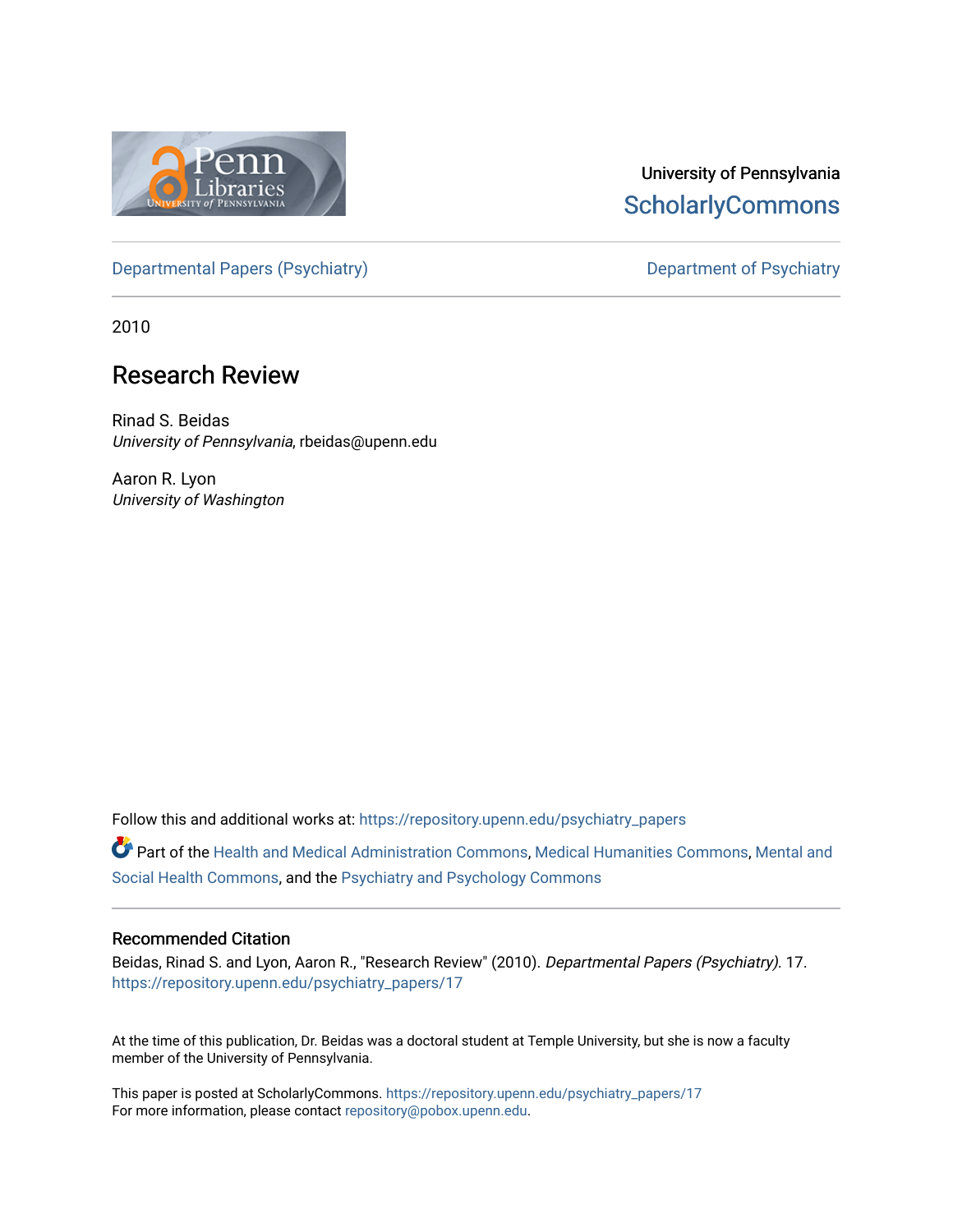University of Pennsylvania
ScholarlyCommons

Departmental Papers (Psychiatry) | Department of Psychiatry

2010

# Research Review

Rinad S. Beidas
*University of Pennsylvania*, rbeidas@upenn.edu

Aaron R. Lyon
*University of Washington*

Follow this and additional works at: https://repository.upenn.edu/psychiatry_papers

Part of the Health and Medical Administration Commons, Medical Humanities Commons, Mental and Social Health Commons, and the Psychiatry and Psychology Commons

## Recommended Citation

Beidas, Rinad S. and Lyon, Aaron R., "Research Review" (2010). *Departmental Papers (Psychiatry)*. 17.
https://repository.upenn.edu/psychiatry_papers/17

At the time of this publication, Dr. Beidas was a doctoral student at Temple University, but she is now a faculty member of the University of Pennsylvania.

This paper is posted at ScholarlyCommons. https://repository.upenn.edu/psychiatry_papers/17
For more information, please contact repository@pobox.upenn.edu.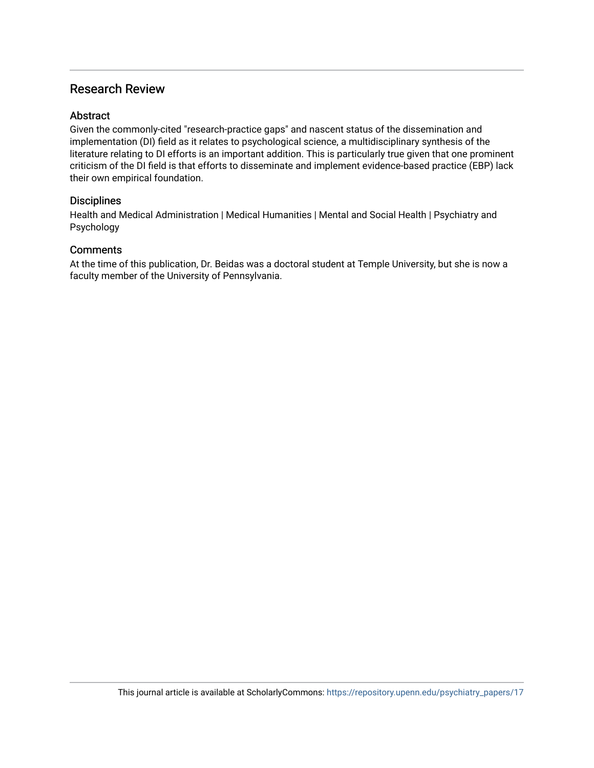## Research Review

### Abstract

Given the commonly-cited "research-practice gaps" and nascent status of the dissemination and implementation (DI) field as it relates to psychological science, a multidisciplinary synthesis of the literature relating to DI efforts is an important addition. This is particularly true given that one prominent criticism of the DI field is that efforts to disseminate and implement evidence-based practice (EBP) lack their own empirical foundation.

### Disciplines

Health and Medical Administration | Medical Humanities | Mental and Social Health | Psychiatry and Psychology

### Comments

At the time of this publication, Dr. Beidas was a doctoral student at Temple University, but she is now a faculty member of the University of Pennsylvania.

This journal article is available at ScholarlyCommons: https://repository.upenn.edu/psychiatry_papers/17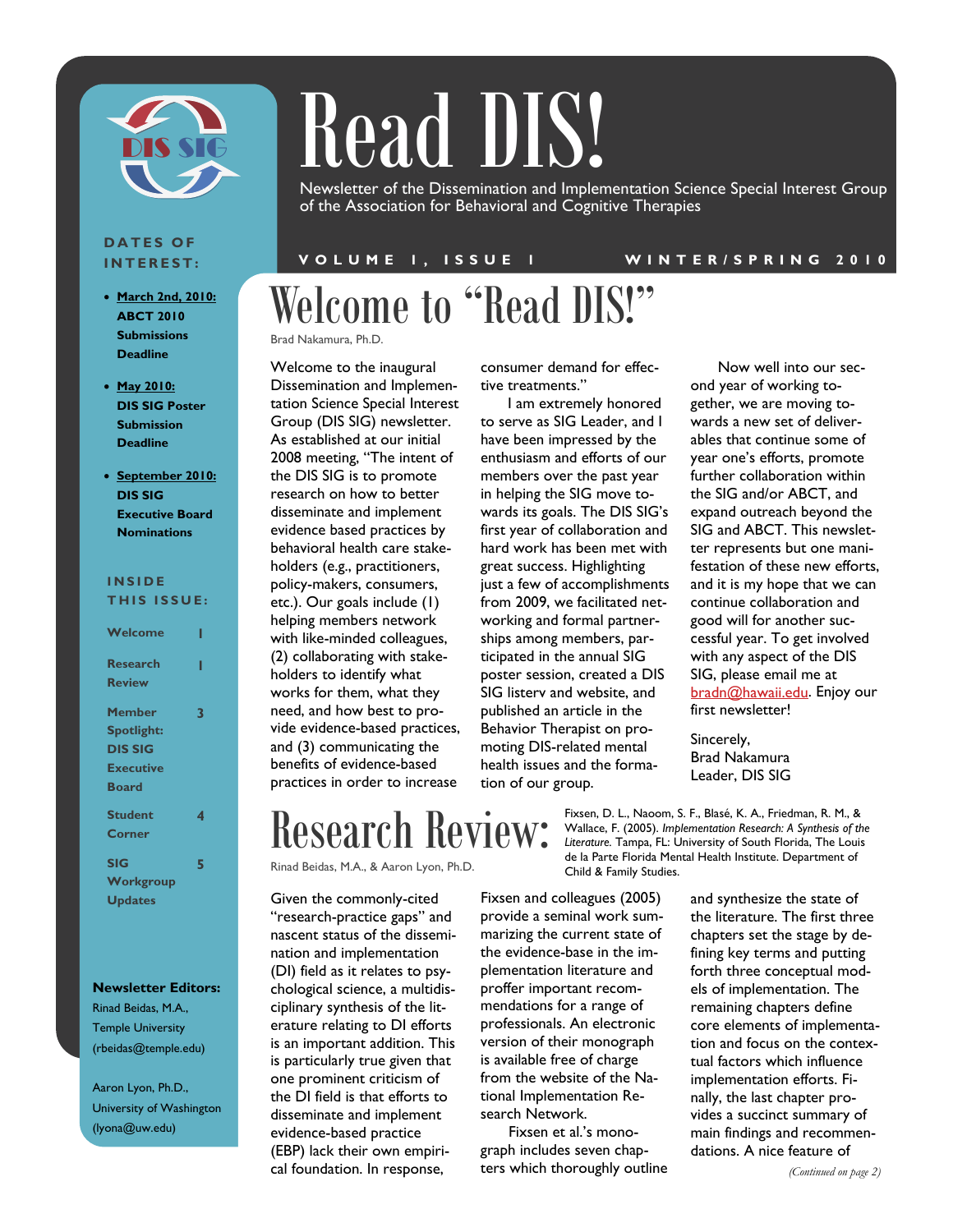# Read DIS!

Newsletter of the Dissemination and Implementation Science Special Interest Group of the Association for Behavioral and Cognitive Therapies

VOLUME 1, ISSUE 1 — WINTER/SPRING 2010

**DATES OF INTEREST:**

- **March 2nd, 2010: ABCT 2010 Submissions Deadline**
- **May 2010: DIS SIG Poster Submission Deadline**
- **September 2010: DIS SIG Executive Board Nominations**

**INSIDE THIS ISSUE:**

| | |
|---|---|
| Welcome | 1 |
| Research Review | 1 |
| Member Spotlight: DIS SIG Executive Board | 3 |
| Student Corner | 4 |
| SIG Workgroup Updates | 5 |

**Newsletter Editors:**

Rinad Beidas, M.A., Temple University (rbeidas@temple.edu)

Aaron Lyon, Ph.D., University of Washington (lyona@uw.edu)

## Welcome to "Read DIS!"

Brad Nakamura, Ph.D.

Welcome to the inaugural Dissemination and Implementation Science Special Interest Group (DIS SIG) newsletter. As established at our initial 2008 meeting, "The intent of the DIS SIG is to promote research on how to better disseminate and implement evidence based practices by behavioral health care stakeholders (e.g., practitioners, policy-makers, consumers, etc.). Our goals include (1) helping members network with like-minded colleagues, (2) collaborating with stakeholders to identify what works for them, what they need, and how best to provide evidence-based practices, and (3) communicating the benefits of evidence-based practices in order to increase consumer demand for effective treatments."

I am extremely honored to serve as SIG Leader, and I have been impressed by the enthusiasm and efforts of our members over the past year in helping the SIG move towards its goals. The DIS SIG's first year of collaboration and hard work has been met with great success. Highlighting just a few of accomplishments from 2009, we facilitated networking and formal partnerships among members, participated in the annual SIG poster session, created a DIS SIG listerv and website, and published an article in the Behavior Therapist on promoting DIS-related mental health issues and the formation of our group.

Now well into our second year of working together, we are moving towards a new set of deliverables that continue some of year one's efforts, promote further collaboration within the SIG and/or ABCT, and expand outreach beyond the SIG and ABCT. This newsletter represents but one manifestation of these new efforts, and it is my hope that we can continue collaboration and good will for another successful year. To get involved with any aspect of the DIS SIG, please email me at bradn@hawaii.edu. Enjoy our first newsletter!

Sincerely,
Brad Nakamura
Leader, DIS SIG

## Research Review:

Rinad Beidas, M.A., & Aaron Lyon, Ph.D.

Fixsen, D. L., Naoom, S. F., Blasé, K. A., Friedman, R. M., & Wallace, F. (2005). *Implementation Research: A Synthesis of the Literature.* Tampa, FL: University of South Florida, The Louis de la Parte Florida Mental Health Institute. Department of Child & Family Studies.

Given the commonly-cited "research-practice gaps" and nascent status of the dissemination and implementation (DI) field as it relates to psychological science, a multidisciplinary synthesis of the literature relating to DI efforts is an important addition. This is particularly true given that one prominent criticism of the DI field is that efforts to disseminate and implement evidence-based practice (EBP) lack their own empirical foundation. In response, Fixsen and colleagues (2005) provide a seminal work summarizing the current state of the evidence-base in the implementation literature and proffer important recommendations for a range of professionals. An electronic version of their monograph is available free of charge from the website of the National Implementation Research Network.

Fixsen et al.'s monograph includes seven chapters which thoroughly outline and synthesize the state of the literature. The first three chapters set the stage by defining key terms and putting forth three conceptual models of implementation. The remaining chapters define core elements of implementation and focus on the contextual factors which influence implementation efforts. Finally, the last chapter provides a succinct summary of main findings and recommendations. A nice feature of

*(Continued on page 2)*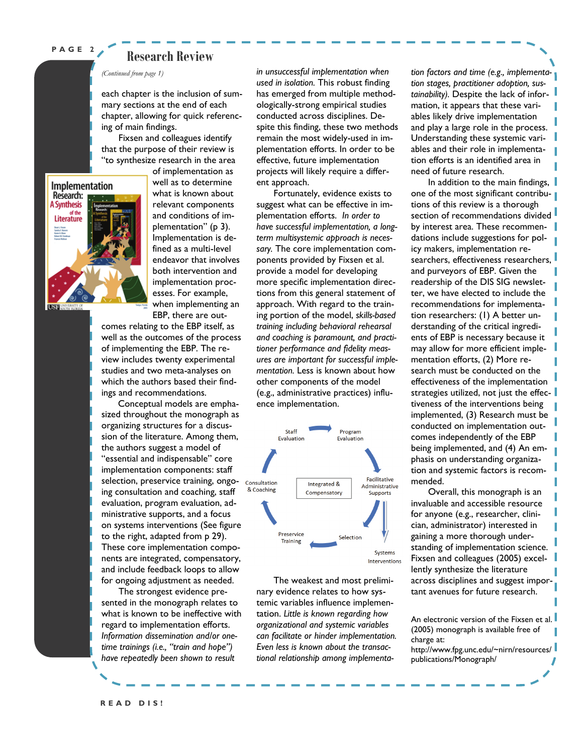## Research Review

*(Continued from page 1)*

each chapter is the inclusion of summary sections at the end of each chapter, allowing for quick referencing of main findings.

Fixsen and colleagues identify that the purpose of their review is "to synthesize research in the area of implementation as well as to determine what is known about relevant components and conditions of implementation" (p 3). Implementation is defined as a multi-level endeavor that involves both intervention and implementation processes. For example, when implementing an EBP, there are outcomes relating to the EBP itself, as well as the outcomes of the process of implementing the EBP. The review includes twenty experimental studies and two meta-analyses on which the authors based their findings and recommendations.

Conceptual models are emphasized throughout the monograph as organizing structures for a discussion of the literature. Among them, the authors suggest a model of "essential and indispensable" core implementation components: staff selection, preservice training, ongoing consultation and coaching, staff evaluation, program evaluation, administrative supports, and a focus on systems interventions (See figure to the right, adapted from p 29). These core implementation components are integrated, compensatory, and include feedback loops to allow for ongoing adjustment as needed.

The strongest evidence presented in the monograph relates to what is known to be ineffective with regard to implementation efforts. *Information dissemination and/or one-time trainings (i.e., "train and hope") have repeatedly been shown to result in unsuccessful implementation when used in isolation.* This robust finding has emerged from multiple methodologically-strong empirical studies conducted across disciplines. Despite this finding, these two methods remain the most widely-used in implementation efforts. In order to be effective, future implementation projects will likely require a different approach.

Fortunately, evidence exists to suggest what can be effective in implementation efforts. *In order to have successful implementation, a long-term multisystemic approach is necessary.* The core implementation components provided by Fixsen et al. provide a model for developing more specific implementation directions from this general statement of approach. With regard to the training portion of the model, *skills-based training including behavioral rehearsal and coaching is paramount, and practitioner performance and fidelity measures are important for successful implementation.* Less is known about how other components of the model (e.g., administrative practices) influence implementation.

Staff Evaluation
Program Evaluation
Facilitative Administrative Supports
Systems Interventions
Selection
Preservice Training
Consultation & Coaching
Integrated & Compensatory

The weakest and most preliminary evidence relates to how systemic variables influence implementation. *Little is known regarding how organizational and systemic variables can facilitate or hinder implementation. Even less is known about the transactional relationship among implementation factors and time (e.g., implementation stages, practitioner adoption, sustainability).* Despite the lack of information, it appears that these variables likely drive implementation and play a large role in the process. Understanding these systemic variables and their role in implementation efforts is an identified area in need of future research.

In addition to the main findings, one of the most significant contributions of this review is a thorough section of recommendations divided by interest area. These recommendations include suggestions for policy makers, implementation researchers, effectiveness researchers, and purveyors of EBP. Given the readership of the DIS SIG newsletter, we have elected to include the recommendations for implementation researchers: (1) A better understanding of the critical ingredients of EBP is necessary because it may allow for more efficient implementation efforts, (2) More research must be conducted on the effectiveness of the implementation strategies utilized, not just the effectiveness of the interventions being implemented, (3) Research must be conducted on implementation outcomes independently of the EBP being implemented, and (4) An emphasis on understanding organization and systemic factors is recommended.

Overall, this monograph is an invaluable and accessible resource for anyone (e.g., researcher, clinician, administrator) interested in gaining a more thorough understanding of implementation science. Fixsen and colleagues (2005) excellently synthesize the literature across disciplines and suggest important avenues for future research.

An electronic version of the Fixsen et al. (2005) monograph is available free of charge at:
http://www.fpg.unc.edu/~nirn/resources/publications/Monograph/